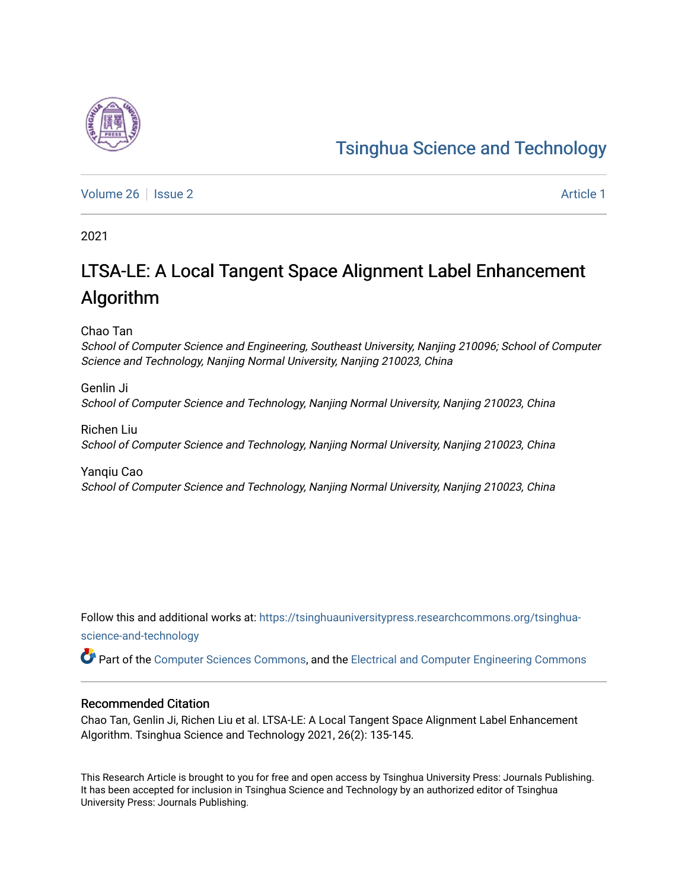Tsinghua Science and Technology

Volume 26 | Issue 2 | Article 1

2021

# LTSA-LE: A Local Tangent Space Alignment Label Enhancement Algorithm

Chao Tan

*School of Computer Science and Engineering, Southeast University, Nanjing 210096; School of Computer Science and Technology, Nanjing Normal University, Nanjing 210023, China*

Genlin Ji

*School of Computer Science and Technology, Nanjing Normal University, Nanjing 210023, China*

Richen Liu

*School of Computer Science and Technology, Nanjing Normal University, Nanjing 210023, China*

Yanqiu Cao

*School of Computer Science and Technology, Nanjing Normal University, Nanjing 210023, China*

Follow this and additional works at: https://tsinghuauniversitypress.researchcommons.org/tsinghua-science-and-technology

Part of the Computer Sciences Commons, and the Electrical and Computer Engineering Commons

## Recommended Citation

Chao Tan, Genlin Ji, Richen Liu et al. LTSA-LE: A Local Tangent Space Alignment Label Enhancement Algorithm. Tsinghua Science and Technology 2021, 26(2): 135-145.

This Research Article is brought to you for free and open access by Tsinghua University Press: Journals Publishing. It has been accepted for inclusion in Tsinghua Science and Technology by an authorized editor of Tsinghua University Press: Journals Publishing.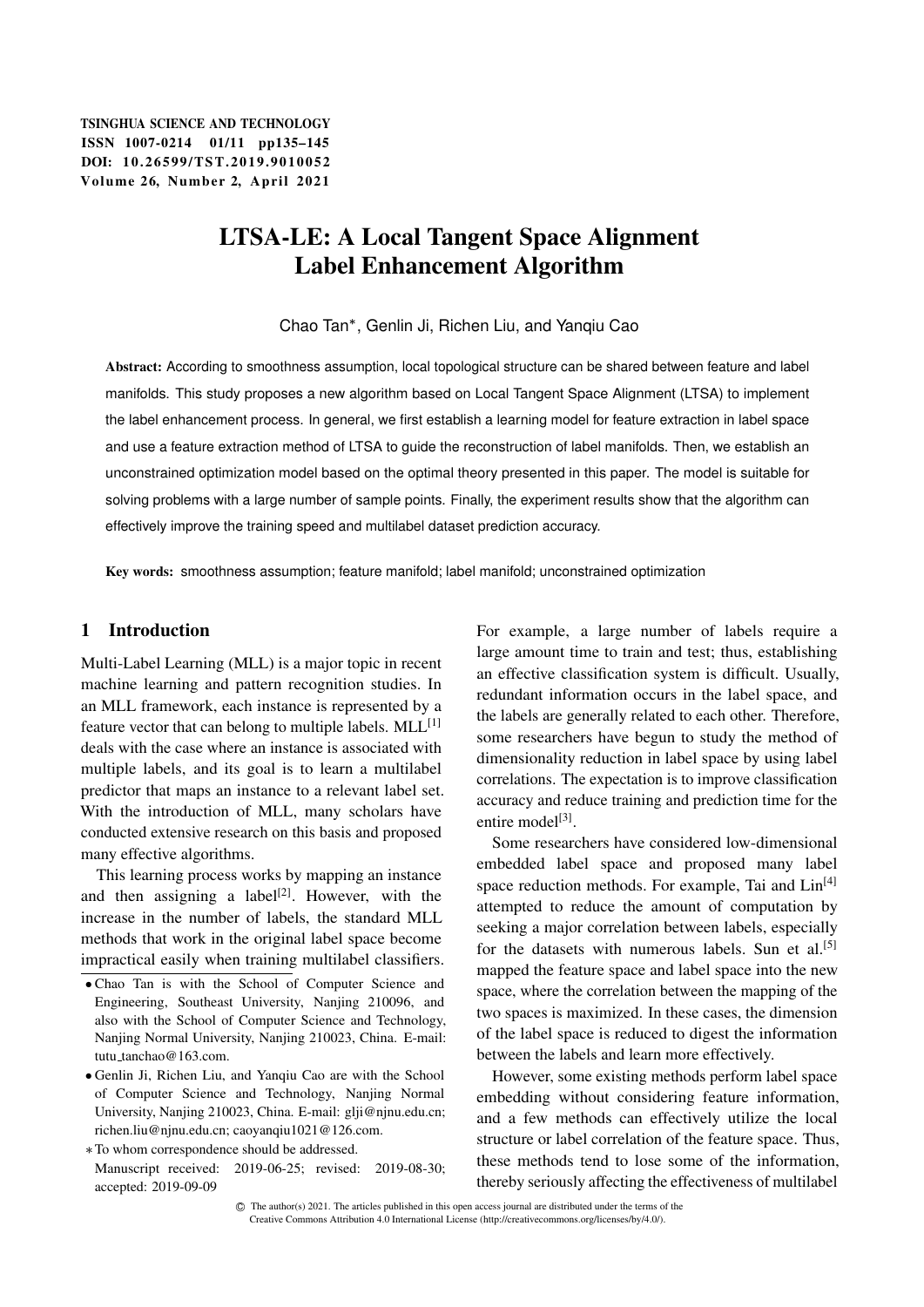# LTSA-LE: A Local Tangent Space Alignment Label Enhancement Algorithm

Chao Tan*, Genlin Ji, Richen Liu, and Yanqiu Cao

**Abstract:** According to smoothness assumption, local topological structure can be shared between feature and label manifolds. This study proposes a new algorithm based on Local Tangent Space Alignment (LTSA) to implement the label enhancement process. In general, we first establish a learning model for feature extraction in label space and use a feature extraction method of LTSA to guide the reconstruction of label manifolds. Then, we establish an unconstrained optimization model based on the optimal theory presented in this paper. The model is suitable for solving problems with a large number of sample points. Finally, the experiment results show that the algorithm can effectively improve the training speed and multilabel dataset prediction accuracy.

**Key words:** smoothness assumption; feature manifold; label manifold; unconstrained optimization

## 1 Introduction

Multi-Label Learning (MLL) is a major topic in recent machine learning and pattern recognition studies. In an MLL framework, each instance is represented by a feature vector that can belong to multiple labels. MLL[1] deals with the case where an instance is associated with multiple labels, and its goal is to learn a multilabel predictor that maps an instance to a relevant label set. With the introduction of MLL, many scholars have conducted extensive research on this basis and proposed many effective algorithms.

This learning process works by mapping an instance and then assigning a label[2]. However, with the increase in the number of labels, the standard MLL methods that work in the original label space become impractical easily when training multilabel classifiers. For example, a large number of labels require a large amount time to train and test; thus, establishing an effective classification system is difficult. Usually, redundant information occurs in the label space, and the labels are generally related to each other. Therefore, some researchers have begun to study the method of dimensionality reduction in label space by using label correlations. The expectation is to improve classification accuracy and reduce training and prediction time for the entire model[3].

Some researchers have considered low-dimensional embedded label space and proposed many label space reduction methods. For example, Tai and Lin[4] attempted to reduce the amount of computation by seeking a major correlation between labels, especially for the datasets with numerous labels. Sun et al.[5] mapped the feature space and label space into the new space, where the correlation between the mapping of the two spaces is maximized. In these cases, the dimension of the label space is reduced to digest the information between the labels and learn more effectively.

However, some existing methods perform label space embedding without considering feature information, and a few methods can effectively utilize the local structure or label correlation of the feature space. Thus, these methods tend to lose some of the information, thereby seriously affecting the effectiveness of multilabel

- Chao Tan is with the School of Computer Science and Engineering, Southeast University, Nanjing 210096, and also with the School of Computer Science and Technology, Nanjing Normal University, Nanjing 210023, China. E-mail: tutu_tanchao@163.com.
- Genlin Ji, Richen Liu, and Yanqiu Cao are with the School of Computer Science and Technology, Nanjing Normal University, Nanjing 210023, China. E-mail: glji@njnu.edu.cn; richen.liu@njnu.edu.cn; caoyanqiu1021@126.com.

* To whom correspondence should be addressed.
Manuscript received: 2019-06-25; revised: 2019-08-30; accepted: 2019-09-09

© The author(s) 2021. The articles published in this open access journal are distributed under the terms of the Creative Commons Attribution 4.0 International License (http://creativecommons.org/licenses/by/4.0/).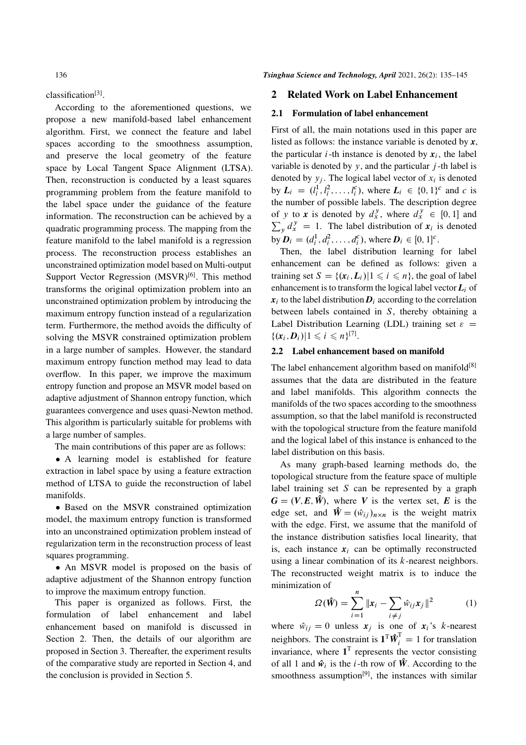classification[3].

According to the aforementioned questions, we propose a new manifold-based label enhancement algorithm. First, we connect the feature and label spaces according to the smoothness assumption, and preserve the local geometry of the feature space by Local Tangent Space Alignment (LTSA). Then, reconstruction is conducted by a least squares programming problem from the feature manifold to the label space under the guidance of the feature information. The reconstruction can be achieved by a quadratic programming process. The mapping from the feature manifold to the label manifold is a regression process. The reconstruction process establishes an unconstrained optimization model based on Multi-output Support Vector Regression (MSVR)[6]. This method transforms the original optimization problem into an unconstrained optimization problem by introducing the maximum entropy function instead of a regularization term. Furthermore, the method avoids the difficulty of solving the MSVR constrained optimization problem in a large number of samples. However, the standard maximum entropy function method may lead to data overflow. In this paper, we improve the maximum entropy function and propose an MSVR model based on adaptive adjustment of Shannon entropy function, which guarantees convergence and uses quasi-Newton method. This algorithm is particularly suitable for problems with a large number of samples.

The main contributions of this paper are as follows:

- A learning model is established for feature extraction in label space by using a feature extraction method of LTSA to guide the reconstruction of label manifolds.
- Based on the MSVR constrained optimization model, the maximum entropy function is transformed into an unconstrained optimization problem instead of regularization term in the reconstruction process of least squares programming.
- An MSVR model is proposed on the basis of adaptive adjustment of the Shannon entropy function to improve the maximum entropy function.

This paper is organized as follows. First, the formulation of label enhancement and label enhancement based on manifold is discussed in Section 2. Then, the details of our algorithm are proposed in Section 3. Thereafter, the experiment results of the comparative study are reported in Section 4, and the conclusion is provided in Section 5.

## 2 Related Work on Label Enhancement

### 2.1 Formulation of label enhancement

First of all, the main notations used in this paper are listed as follows: the instance variable is denoted by $\boldsymbol{x}$, the particular $i$-th instance is denoted by $\boldsymbol{x}_i$, the label variable is denoted by $y$, and the particular $j$-th label is denoted by $y_j$. The logical label vector of $x_i$ is denoted by $\boldsymbol{L}_i = (l_i^1, l_i^2, \ldots, l_i^c)$, where $\boldsymbol{L}_i \in \{0,1\}^c$ and $c$ is the number of possible labels. The description degree of $y$ to $\boldsymbol{x}$ is denoted by $d_x^y$, where $d_x^y \in [0,1]$ and $\sum_y d_x^y = 1$. The label distribution of $\boldsymbol{x}_i$ is denoted by $\boldsymbol{D}_i = (d_i^1, d_i^2, \ldots, d_i^c)$, where $\boldsymbol{D}_i \in [0,1]^c$.

Then, the label distribution learning for label enhancement can be defined as follows: given a training set $S = \{(\boldsymbol{x}_i, \boldsymbol{L}_i) | 1 \leqslant i \leqslant n\}$, the goal of label enhancement is to transform the logical label vector $\boldsymbol{L}_i$ of $\boldsymbol{x}_i$ to the label distribution $\boldsymbol{D}_i$ according to the correlation between labels contained in $S$, thereby obtaining a Label Distribution Learning (LDL) training set $\varepsilon = \{(\boldsymbol{x}_i, \boldsymbol{D}_i) | 1 \leqslant i \leqslant n\}$[7].

### 2.2 Label enhancement based on manifold

The label enhancement algorithm based on manifold[8] assumes that the data are distributed in the feature and label manifolds. This algorithm connects the manifolds of the two spaces according to the smoothness assumption, so that the label manifold is reconstructed with the topological structure from the feature manifold and the logical label of this instance is enhanced to the label distribution on this basis.

As many graph-based learning methods do, the topological structure from the feature space of multiple label training set $S$ can be represented by a graph $\boldsymbol{G} = (\boldsymbol{V}, \boldsymbol{E}, \hat{\boldsymbol{W}})$, where $\boldsymbol{V}$ is the vertex set, $\boldsymbol{E}$ is the edge set, and $\hat{\boldsymbol{W}} = (\hat{w}_{ij})_{n \times n}$ is the weight matrix with the edge. First, we assume that the manifold of the instance distribution satisfies local linearity, that is, each instance $\boldsymbol{x}_i$ can be optimally reconstructed using a linear combination of its $k$-nearest neighbors. The reconstructed weight matrix is to induce the minimization of

$$\Omega(\hat{\boldsymbol{W}}) = \sum_{i=1}^{n} \|\boldsymbol{x}_i - \sum_{i \neq j} \hat{w}_{ij} \boldsymbol{x}_j\|^2 \tag{1}$$

where $\hat{w}_{ij} = 0$ unless $\boldsymbol{x}_j$ is one of $\boldsymbol{x}_i$'s $k$-nearest neighbors. The constraint is $\mathbf{1}^{\mathrm{T}} \hat{\boldsymbol{W}}_i^{\mathrm{T}} = 1$ for translation invariance, where $\mathbf{1}^{\mathrm{T}}$ represents the vector consisting of all 1 and $\hat{\boldsymbol{w}}_i$ is the $i$-th row of $\hat{\boldsymbol{W}}$. According to the smoothness assumption[9], the instances with similar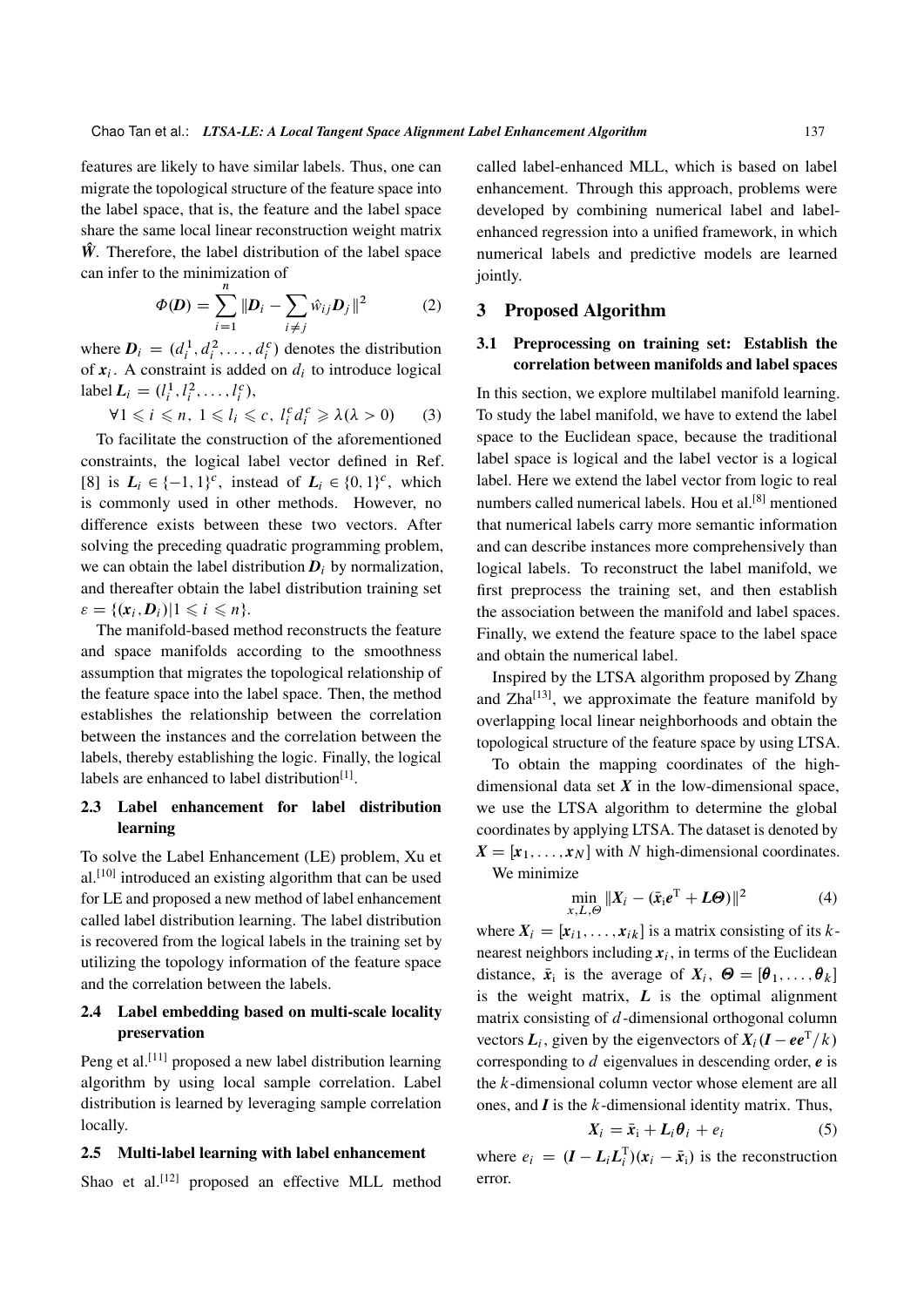features are likely to have similar labels. Thus, one can migrate the topological structure of the feature space into the label space, that is, the feature and the label space share the same local linear reconstruction weight matrix $\hat{\boldsymbol{W}}$. Therefore, the label distribution of the label space can infer to the minimization of

$$\Phi(\boldsymbol{D}) = \sum_{i=1}^{n} \|\boldsymbol{D}_i - \sum_{i \neq j} \hat{w}_{ij} \boldsymbol{D}_j\|^2 \tag{2}$$

where $\boldsymbol{D}_i = (d_i^1, d_i^2, \ldots, d_i^c)$ denotes the distribution of $\boldsymbol{x}_i$. A constraint is added on $d_i$ to introduce logical label $\boldsymbol{L}_i = (l_i^1, l_i^2, \ldots, l_i^c)$,

$$\forall 1 \leqslant i \leqslant n,\ 1 \leqslant l_i \leqslant c,\ l_i^c d_i^c \geqslant \lambda(\lambda > 0) \tag{3}$$

To facilitate the construction of the aforementioned constraints, the logical label vector defined in Ref. [8] is $\boldsymbol{L}_i \in \{-1, 1\}^c$, instead of $\boldsymbol{L}_i \in \{0, 1\}^c$, which is commonly used in other methods. However, no difference exists between these two vectors. After solving the preceding quadratic programming problem, we can obtain the label distribution $\boldsymbol{D}_i$ by normalization, and thereafter obtain the label distribution training set $\varepsilon = \{(\boldsymbol{x}_i, \boldsymbol{D}_i) | 1 \leqslant i \leqslant n\}$.

The manifold-based method reconstructs the feature and space manifolds according to the smoothness assumption that migrates the topological relationship of the feature space into the label space. Then, the method establishes the relationship between the correlation between the instances and the correlation between the labels, thereby establishing the logic. Finally, the logical labels are enhanced to label distribution[1].

### 2.3 Label enhancement for label distribution learning

To solve the Label Enhancement (LE) problem, Xu et al.[10] introduced an existing algorithm that can be used for LE and proposed a new method of label enhancement called label distribution learning. The label distribution is recovered from the logical labels in the training set by utilizing the topology information of the feature space and the correlation between the labels.

### 2.4 Label embedding based on multi-scale locality preservation

Peng et al.[11] proposed a new label distribution learning algorithm by using local sample correlation. Label distribution is learned by leveraging sample correlation locally.

### 2.5 Multi-label learning with label enhancement

Shao et al.[12] proposed an effective MLL method called label-enhanced MLL, which is based on label enhancement. Through this approach, problems were developed by combining numerical label and label-enhanced regression into a unified framework, in which numerical labels and predictive models are learned jointly.

## 3 Proposed Algorithm

### 3.1 Preprocessing on training set: Establish the correlation between manifolds and label spaces

In this section, we explore multilabel manifold learning. To study the label manifold, we have to extend the label space to the Euclidean space, because the traditional label space is logical and the label vector is a logical label. Here we extend the label vector from logic to real numbers called numerical labels. Hou et al.[8] mentioned that numerical labels carry more semantic information and can describe instances more comprehensively than logical labels. To reconstruct the label manifold, we first preprocess the training set, and then establish the association between the manifold and label spaces. Finally, we extend the feature space to the label space and obtain the numerical label.

Inspired by the LTSA algorithm proposed by Zhang and Zha[13], we approximate the feature manifold by overlapping local linear neighborhoods and obtain the topological structure of the feature space by using LTSA.

To obtain the mapping coordinates of the high-dimensional data set $\boldsymbol{X}$ in the low-dimensional space, we use the LTSA algorithm to determine the global coordinates by applying LTSA. The dataset is denoted by $\boldsymbol{X} = [\boldsymbol{x}_1, \ldots, \boldsymbol{x}_N]$ with $N$ high-dimensional coordinates.

We minimize

$$\min_{x, L, \Theta} \|\boldsymbol{X}_i - (\bar{\boldsymbol{x}}_i \boldsymbol{e}^{\mathrm{T}} + \boldsymbol{L}\boldsymbol{\Theta})\|^2 \tag{4}$$

where $\boldsymbol{X}_i = [\boldsymbol{x}_{i1}, \ldots, \boldsymbol{x}_{ik}]$ is a matrix consisting of its $k$-nearest neighbors including $\boldsymbol{x}_i$, in terms of the Euclidean distance, $\bar{\boldsymbol{x}}_{\mathrm{i}}$ is the average of $\boldsymbol{X}_i$, $\boldsymbol{\Theta} = [\boldsymbol{\theta}_1, \ldots, \boldsymbol{\theta}_k]$ is the weight matrix, $\boldsymbol{L}$ is the optimal alignment matrix consisting of $d$-dimensional orthogonal column vectors $\boldsymbol{L}_i$, given by the eigenvectors of $\boldsymbol{X}_i(\boldsymbol{I} - \boldsymbol{e}\boldsymbol{e}^{\mathrm{T}}/k)$ corresponding to $d$ eigenvalues in descending order, $\boldsymbol{e}$ is the $k$-dimensional column vector whose element are all ones, and $\boldsymbol{I}$ is the $k$-dimensional identity matrix. Thus,

$$\boldsymbol{X}_i = \bar{\boldsymbol{x}}_{\mathrm{i}} + \boldsymbol{L}_i \boldsymbol{\theta}_i + e_i \tag{5}$$

where $e_i = (\boldsymbol{I} - \boldsymbol{L}_i \boldsymbol{L}_i^{\mathrm{T}})(\boldsymbol{x}_i - \bar{\boldsymbol{x}}_{\mathrm{i}})$ is the reconstruction error.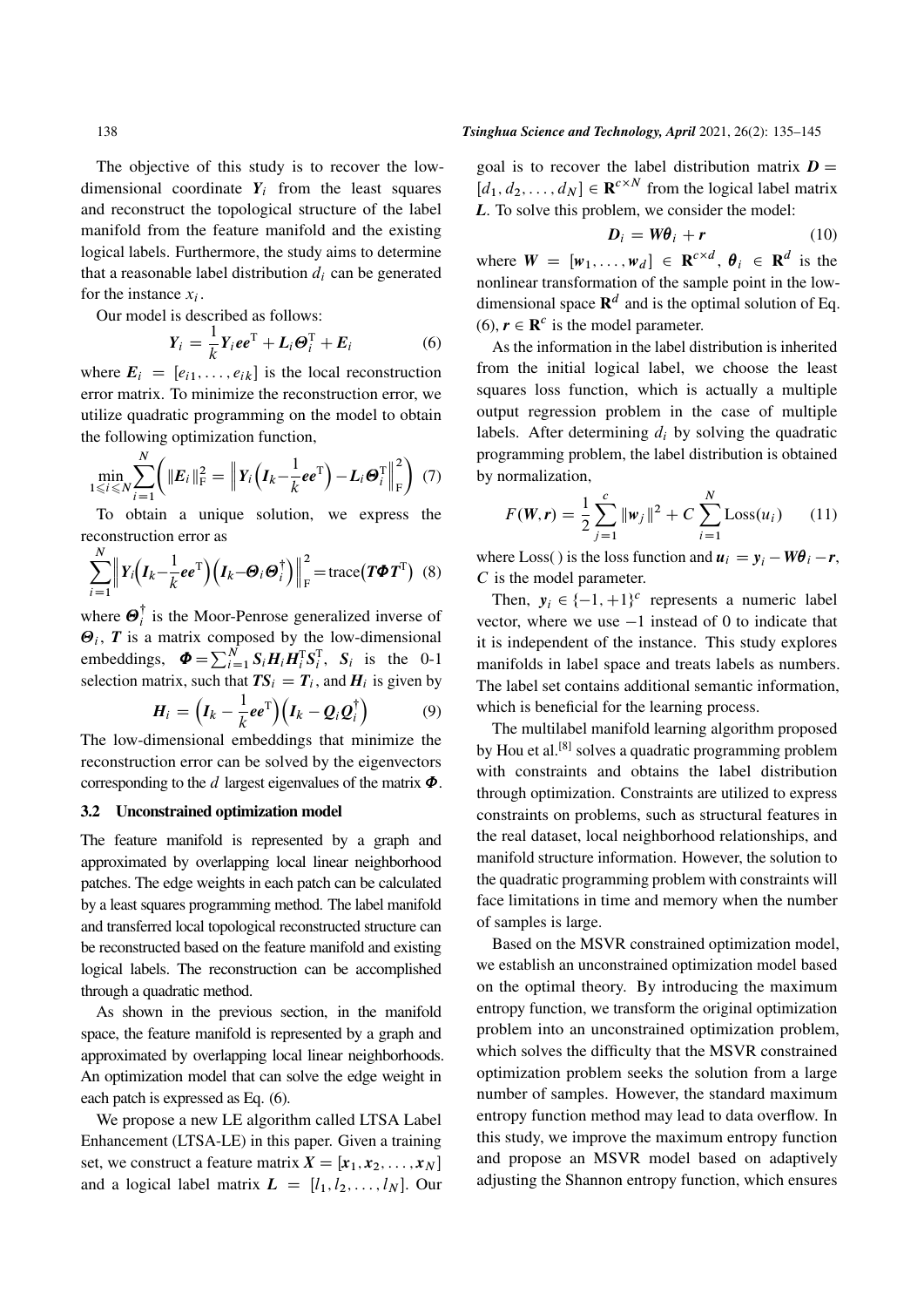The objective of this study is to recover the low-dimensional coordinate $\boldsymbol{Y}_i$ from the least squares and reconstruct the topological structure of the label manifold from the feature manifold and the existing logical labels. Furthermore, the study aims to determine that a reasonable label distribution $d_i$ can be generated for the instance $x_i$.

Our model is described as follows:

$$\boldsymbol{Y}_i = \frac{1}{k}\boldsymbol{Y}_i \boldsymbol{e}\boldsymbol{e}^{\mathrm{T}} + \boldsymbol{L}_i \boldsymbol{\Theta}_i^{\mathrm{T}} + \boldsymbol{E}_i \tag{6}$$

where $\boldsymbol{E}_i = [e_{i1}, \ldots, e_{ik}]$ is the local reconstruction error matrix. To minimize the reconstruction error, we utilize quadratic programming on the model to obtain the following optimization function,

$$\min_{1 \leqslant i \leqslant N} \sum_{i=1}^{N} \left( \|\boldsymbol{E}_i\|_{\mathrm{F}}^2 = \left\| \boldsymbol{Y}_i \left( \boldsymbol{I}_k - \frac{1}{k}\boldsymbol{e}\boldsymbol{e}^{\mathrm{T}} \right) - \boldsymbol{L}_i \boldsymbol{\Theta}_i^{\mathrm{T}} \right\|_{\mathrm{F}}^2 \right) \tag{7}$$

To obtain a unique solution, we express the reconstruction error as

$$\sum_{i=1}^{N} \left\| \boldsymbol{Y}_i \left( \boldsymbol{I}_k - \frac{1}{k}\boldsymbol{e}\boldsymbol{e}^{\mathrm{T}} \right) \left( \boldsymbol{I}_k - \boldsymbol{\Theta}_i \boldsymbol{\Theta}_i^{\dagger} \right) \right\|_{\mathrm{F}}^2 = \operatorname{trace}\left( \boldsymbol{T}\boldsymbol{\Phi}\boldsymbol{T}^{\mathrm{T}} \right) \tag{8}$$

where $\boldsymbol{\Theta}_i^{\dagger}$ is the Moor-Penrose generalized inverse of $\boldsymbol{\Theta}_i$, $\boldsymbol{T}$ is a matrix composed by the low-dimensional embeddings, $\boldsymbol{\Phi} = \sum_{i=1}^{N} \boldsymbol{S}_i \boldsymbol{H}_i \boldsymbol{H}_i^{\mathrm{T}} \boldsymbol{S}_i^{\mathrm{T}}$, $\boldsymbol{S}_i$ is the 0-1 selection matrix, such that $\boldsymbol{T}\boldsymbol{S}_i = \boldsymbol{T}_i$, and $\boldsymbol{H}_i$ is given by

$$\boldsymbol{H}_i = \left( \boldsymbol{I}_k - \frac{1}{k}\boldsymbol{e}\boldsymbol{e}^{\mathrm{T}} \right) \left( \boldsymbol{I}_k - \boldsymbol{Q}_i \boldsymbol{Q}_i^{\dagger} \right) \tag{9}$$

The low-dimensional embeddings that minimize the reconstruction error can be solved by the eigenvectors corresponding to the $d$ largest eigenvalues of the matrix $\boldsymbol{\Phi}$.

### 3.2 Unconstrained optimization model

The feature manifold is represented by a graph and approximated by overlapping local linear neighborhood patches. The edge weights in each patch can be calculated by a least squares programming method. The label manifold and transferred local topological reconstructed structure can be reconstructed based on the feature manifold and existing logical labels. The reconstruction can be accomplished through a quadratic method.

As shown in the previous section, in the manifold space, the feature manifold is represented by a graph and approximated by overlapping local linear neighborhoods. An optimization model that can solve the edge weight in each patch is expressed as Eq. (6).

We propose a new LE algorithm called LTSA Label Enhancement (LTSA-LE) in this paper. Given a training set, we construct a feature matrix $\boldsymbol{X} = [\boldsymbol{x}_1, \boldsymbol{x}_2, \ldots, \boldsymbol{x}_N]$ and a logical label matrix $\boldsymbol{L} = [l_1, l_2, \ldots, l_N]$. Our goal is to recover the label distribution matrix $\boldsymbol{D} = [d_1, d_2, \ldots, d_N] \in \mathbf{R}^{c \times N}$ from the logical label matrix $\boldsymbol{L}$. To solve this problem, we consider the model:

$$\boldsymbol{D}_i = \boldsymbol{W}\boldsymbol{\theta}_i + \boldsymbol{r} \tag{10}$$

where $\boldsymbol{W} = [\boldsymbol{w}_1, \ldots, \boldsymbol{w}_d] \in \mathbf{R}^{c \times d}$, $\boldsymbol{\theta}_i \in \mathbf{R}^d$ is the nonlinear transformation of the sample point in the low-dimensional space $\mathbf{R}^d$ and is the optimal solution of Eq. (6), $\boldsymbol{r} \in \mathbf{R}^c$ is the model parameter.

As the information in the label distribution is inherited from the initial logical label, we choose the least squares loss function, which is actually a multiple output regression problem in the case of multiple labels. After determining $d_i$ by solving the quadratic programming problem, the label distribution is obtained by normalization,

$$F(\boldsymbol{W}, \boldsymbol{r}) = \frac{1}{2} \sum_{j=1}^{c} \|\boldsymbol{w}_j\|^2 + C \sum_{i=1}^{N} \mathrm{Loss}(u_i) \tag{11}$$

where Loss( ) is the loss function and $\boldsymbol{u}_i = \boldsymbol{y}_i - \boldsymbol{W}\boldsymbol{\theta}_i - \boldsymbol{r}$, $C$ is the model parameter.

Then, $\boldsymbol{y}_i \in \{-1, +1\}^c$ represents a numeric label vector, where we use $-1$ instead of 0 to indicate that it is independent of the instance. This study explores manifolds in label space and treats labels as numbers. The label set contains additional semantic information, which is beneficial for the learning process.

The multilabel manifold learning algorithm proposed by Hou et al.[8] solves a quadratic programming problem with constraints and obtains the label distribution through optimization. Constraints are utilized to express constraints on problems, such as structural features in the real dataset, local neighborhood relationships, and manifold structure information. However, the solution to the quadratic programming problem with constraints will face limitations in time and memory when the number of samples is large.

Based on the MSVR constrained optimization model, we establish an unconstrained optimization model based on the optimal theory. By introducing the maximum entropy function, we transform the original optimization problem into an unconstrained optimization problem, which solves the difficulty that the MSVR constrained optimization problem seeks the solution from a large number of samples. However, the standard maximum entropy function method may lead to data overflow. In this study, we improve the maximum entropy function and propose an MSVR model based on adaptively adjusting the Shannon entropy function, which ensures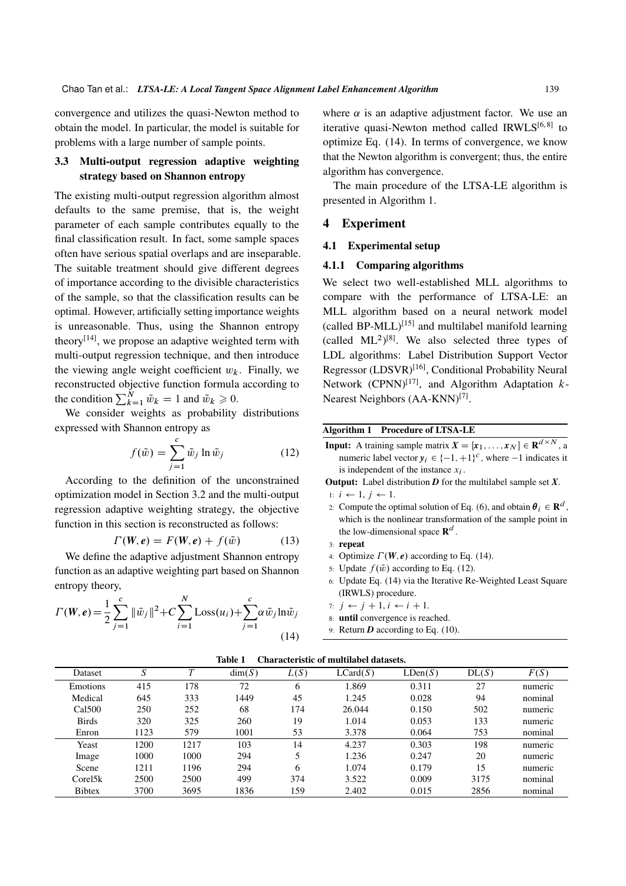convergence and utilizes the quasi-Newton method to obtain the model. In particular, the model is suitable for problems with a large number of sample points.

### 3.3 Multi-output regression adaptive weighting strategy based on Shannon entropy

The existing multi-output regression algorithm almost defaults to the same premise, that is, the weight parameter of each sample contributes equally to the final classification result. In fact, some sample spaces often have serious spatial overlaps and are inseparable. The suitable treatment should give different degrees of importance according to the divisible characteristics of the sample, so that the classification results can be optimal. However, artificially setting importance weights is unreasonable. Thus, using the Shannon entropy theory[14], we propose an adaptive weighted term with multi-output regression technique, and then introduce the viewing angle weight coefficient $w_k$. Finally, we reconstructed objective function formula according to the condition $\sum_{k=1}^{N} \tilde{w}_k = 1$ and $\tilde{w}_k \geqslant 0$.

We consider weights as probability distributions expressed with Shannon entropy as

$$f(\tilde{w}) = \sum_{j=1}^{c} \tilde{w}_j \ln \tilde{w}_j \tag{12}$$

According to the definition of the unconstrained optimization model in Section 3.2 and the multi-output regression adaptive weighting strategy, the objective function in this section is reconstructed as follows:

$$\Gamma(\boldsymbol{W}, \boldsymbol{e}) = F(\boldsymbol{W}, \boldsymbol{e}) + f(\tilde{w}) \tag{13}$$

We define the adaptive adjustment Shannon entropy function as an adaptive weighting part based on Shannon entropy theory,

$$\Gamma(\boldsymbol{W}, \boldsymbol{e}) = \frac{1}{2} \sum_{j=1}^{c} \|\tilde{w}_j\|^2 + C \sum_{i=1}^{N} \text{Loss}(u_i) + \sum_{j=1}^{c} \alpha \tilde{w}_j \ln \tilde{w}_j \tag{14}$$

where $\alpha$ is an adaptive adjustment factor. We use an iterative quasi-Newton method called IRWLS[6,8] to optimize Eq. (14). In terms of convergence, we know that the Newton algorithm is convergent; thus, the entire algorithm has convergence.

The main procedure of the LTSA-LE algorithm is presented in Algorithm 1.

## 4 Experiment

### 4.1 Experimental setup

#### 4.1.1 Comparing algorithms

We select two well-established MLL algorithms to compare with the performance of LTSA-LE: an MLL algorithm based on a neural network model (called BP-MLL)[15] and multilabel manifold learning (called $\text{ML}^2$)[8]. We also selected three types of LDL algorithms: Label Distribution Support Vector Regressor (LDSVR)[16], Conditional Probability Neural Network (CPNN)[17], and Algorithm Adaptation $k$-Nearest Neighbors (AA-KNN)[7].

**Algorithm 1 Procedure of LTSA-LE**

**Input:** A training sample matrix $\boldsymbol{X} = [\boldsymbol{x}_1, \ldots, \boldsymbol{x}_N] \in \mathbf{R}^{d \times N}$, a numeric label vector $\boldsymbol{y}_i \in \{-1, +1\}^c$, where $-1$ indicates it is independent of the instance $x_i$.

**Output:** Label distribution $\boldsymbol{D}$ for the multilabel sample set $\boldsymbol{X}$.

1: $i \leftarrow 1$, $j \leftarrow 1$.
2: Compute the optimal solution of Eq. (6), and obtain $\boldsymbol{\theta}_i \in \mathbf{R}^d$, which is the nonlinear transformation of the sample point in the low-dimensional space $\mathbf{R}^d$.
3: **repeat**
4: Optimize $\Gamma(\boldsymbol{W}, \boldsymbol{e})$ according to Eq. (14).
5: Update $f(\tilde{w})$ according to Eq. (12).
6: Update Eq. (14) via the Iterative Re-Weighted Least Square (IRWLS) procedure.
7: $j \leftarrow j + 1$, $i \leftarrow i + 1$.
8: **until** convergence is reached.
9: Return $\boldsymbol{D}$ according to Eq. (10).

**Table 1 Characteristic of multilabel datasets.**

| Dataset | $S$ | $T$ | $\dim(S)$ | $L(S)$ | $\text{LCard}(S)$ | $\text{LDen}(S)$ | $\text{DL}(S)$ | $F(S)$ |
|---|---|---|---|---|---|---|---|---|
| Emotions | 415 | 178 | 72 | 6 | 1.869 | 0.311 | 27 | numeric |
| Medical | 645 | 333 | 1449 | 45 | 1.245 | 0.028 | 94 | nominal |
| Cal500 | 250 | 252 | 68 | 174 | 26.044 | 0.150 | 502 | numeric |
| Birds | 320 | 325 | 260 | 19 | 1.014 | 0.053 | 133 | numeric |
| Enron | 1123 | 579 | 1001 | 53 | 3.378 | 0.064 | 753 | nominal |
| Yeast | 1200 | 1217 | 103 | 14 | 4.237 | 0.303 | 198 | numeric |
| Image | 1000 | 1000 | 294 | 5 | 1.236 | 0.247 | 20 | numeric |
| Scene | 1211 | 1196 | 294 | 6 | 1.074 | 0.179 | 15 | numeric |
| Corel5k | 2500 | 2500 | 499 | 374 | 3.522 | 0.009 | 3175 | nominal |
| Bibtex | 3700 | 3695 | 1836 | 159 | 2.402 | 0.015 | 2856 | nominal |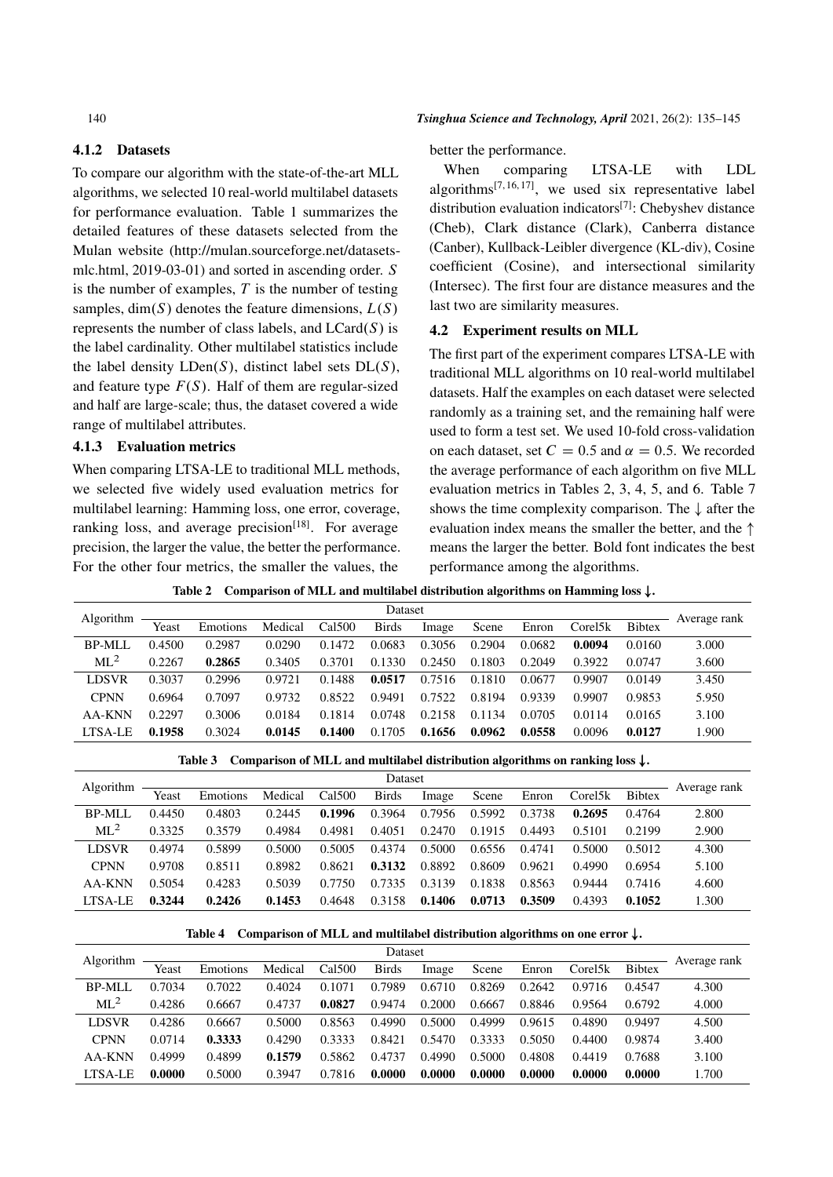#### 4.1.2 Datasets

To compare our algorithm with the state-of-the-art MLL algorithms, we selected 10 real-world multilabel datasets for performance evaluation. Table 1 summarizes the detailed features of these datasets selected from the Mulan website (http://mulan.sourceforge.net/datasets-mlc.html, 2019-03-01) and sorted in ascending order. $S$ is the number of examples, $T$ is the number of testing samples, $\dim(S)$ denotes the feature dimensions, $L(S)$ represents the number of class labels, and $\text{LCard}(S)$ is the label cardinality. Other multilabel statistics include the label density $\text{LDen}(S)$, distinct label sets $\text{DL}(S)$, and feature type $F(S)$. Half of them are regular-sized and half are large-scale; thus, the dataset covered a wide range of multilabel attributes.

#### 4.1.3 Evaluation metrics

When comparing LTSA-LE to traditional MLL methods, we selected five widely used evaluation metrics for multilabel learning: Hamming loss, one error, coverage, ranking loss, and average precision[18]. For average precision, the larger the value, the better the performance. For the other four metrics, the smaller the values, the better the performance.

When comparing LTSA-LE with LDL algorithms[7,16,17], we used six representative label distribution evaluation indicators[7]: Chebyshev distance (Cheb), Clark distance (Clark), Canberra distance (Canber), Kullback-Leibler divergence (KL-div), Cosine coefficient (Cosine), and intersectional similarity (Intersec). The first four are distance measures and the last two are similarity measures.

### 4.2 Experiment results on MLL

The first part of the experiment compares LTSA-LE with traditional MLL algorithms on 10 real-world multilabel datasets. Half the examples on each dataset were selected randomly as a training set, and the remaining half were used to form a test set. We used 10-fold cross-validation on each dataset, set $C = 0.5$ and $\alpha = 0.5$. We recorded the average performance of each algorithm on five MLL evaluation metrics in Tables 2, 3, 4, 5, and 6. Table 7 shows the time complexity comparison. The ↓ after the evaluation index means the smaller the better, and the ↑ means the larger the better. Bold font indicates the best performance among the algorithms.

**Table 2 Comparison of MLL and multilabel distribution algorithms on Hamming loss ↓.**

| Algorithm | Dataset | | | | | | | | | | Average rank |
|---|---|---|---|---|---|---|---|---|---|---|---|
| | Yeast | Emotions | Medical | Cal500 | Birds | Image | Scene | Enron | Corel5k | Bibtex | |
| BP-MLL | 0.4500 | 0.2987 | 0.0290 | 0.1472 | 0.0683 | 0.3056 | 0.2904 | 0.0682 | **0.0094** | 0.0160 | 3.000 |
| $\text{ML}^2$ | 0.2267 | **0.2865** | 0.3405 | 0.3701 | 0.1330 | 0.2450 | 0.1803 | 0.2049 | 0.3922 | 0.0747 | 3.600 |
| LDSVR | 0.3037 | 0.2996 | 0.9721 | 0.1488 | **0.0517** | 0.7516 | 0.1810 | 0.0677 | 0.9907 | 0.0149 | 3.450 |
| CPNN | 0.6964 | 0.7097 | 0.9732 | 0.8522 | 0.9491 | 0.7522 | 0.8194 | 0.9339 | 0.9907 | 0.9853 | 5.950 |
| AA-KNN | 0.2297 | 0.3006 | 0.0184 | 0.1814 | 0.0748 | 0.2158 | 0.1134 | 0.0705 | 0.0114 | 0.0165 | 3.100 |
| LTSA-LE | **0.1958** | 0.3024 | **0.0145** | **0.1400** | 0.1705 | **0.1656** | **0.0962** | **0.0558** | 0.0096 | **0.0127** | 1.900 |

**Table 3 Comparison of MLL and multilabel distribution algorithms on ranking loss ↓.**

| Algorithm | Dataset | | | | | | | | | | Average rank |
|---|---|---|---|---|---|---|---|---|---|---|---|
| | Yeast | Emotions | Medical | Cal500 | Birds | Image | Scene | Enron | Corel5k | Bibtex | |
| BP-MLL | 0.4450 | 0.4803 | 0.2445 | **0.1996** | 0.3964 | 0.7956 | 0.5992 | 0.3738 | **0.2695** | 0.4764 | 2.800 |
| $\text{ML}^2$ | 0.3325 | 0.3579 | 0.4984 | 0.4981 | 0.4051 | 0.2470 | 0.1915 | 0.4493 | 0.5101 | 0.2199 | 2.900 |
| LDSVR | 0.4974 | 0.5899 | 0.5000 | 0.5005 | 0.4374 | 0.5000 | 0.6556 | 0.4741 | 0.5000 | 0.5012 | 4.300 |
| CPNN | 0.9708 | 0.8511 | 0.8982 | 0.8621 | **0.3132** | 0.8892 | 0.8609 | 0.9621 | 0.4990 | 0.6954 | 5.100 |
| AA-KNN | 0.5054 | 0.4283 | 0.5039 | 0.7750 | 0.7335 | 0.3139 | 0.1838 | 0.8563 | 0.9444 | 0.7416 | 4.600 |
| LTSA-LE | **0.3244** | **0.2426** | **0.1453** | 0.4648 | 0.3158 | **0.1406** | **0.0713** | **0.3509** | 0.4393 | **0.1052** | 1.300 |

**Table 4 Comparison of MLL and multilabel distribution algorithms on one error ↓.**

| Algorithm | Dataset | | | | | | | | | | Average rank |
|---|---|---|---|---|---|---|---|---|---|---|---|
| | Yeast | Emotions | Medical | Cal500 | Birds | Image | Scene | Enron | Corel5k | Bibtex | |
| BP-MLL | 0.7034 | 0.7022 | 0.4024 | 0.1071 | 0.7989 | 0.6710 | 0.8269 | 0.2642 | 0.9716 | 0.4547 | 4.300 |
| $\text{ML}^2$ | 0.4286 | 0.6667 | 0.4737 | **0.0827** | 0.9474 | 0.2000 | 0.6667 | 0.8846 | 0.9564 | 0.6792 | 4.000 |
| LDSVR | 0.4286 | 0.6667 | 0.5000 | 0.8563 | 0.4990 | 0.5000 | 0.4999 | 0.9615 | 0.4890 | 0.9497 | 4.500 |
| CPNN | 0.0714 | **0.3333** | 0.4290 | 0.3333 | 0.8421 | 0.5470 | 0.3333 | 0.5050 | 0.4400 | 0.9874 | 3.400 |
| AA-KNN | 0.4999 | 0.4899 | **0.1579** | 0.5862 | 0.4737 | 0.4990 | 0.5000 | 0.4808 | 0.4419 | 0.7688 | 3.100 |
| LTSA-LE | **0.0000** | 0.5000 | 0.3947 | 0.7816 | **0.0000** | **0.0000** | **0.0000** | **0.0000** | **0.0000** | **0.0000** | 1.700 |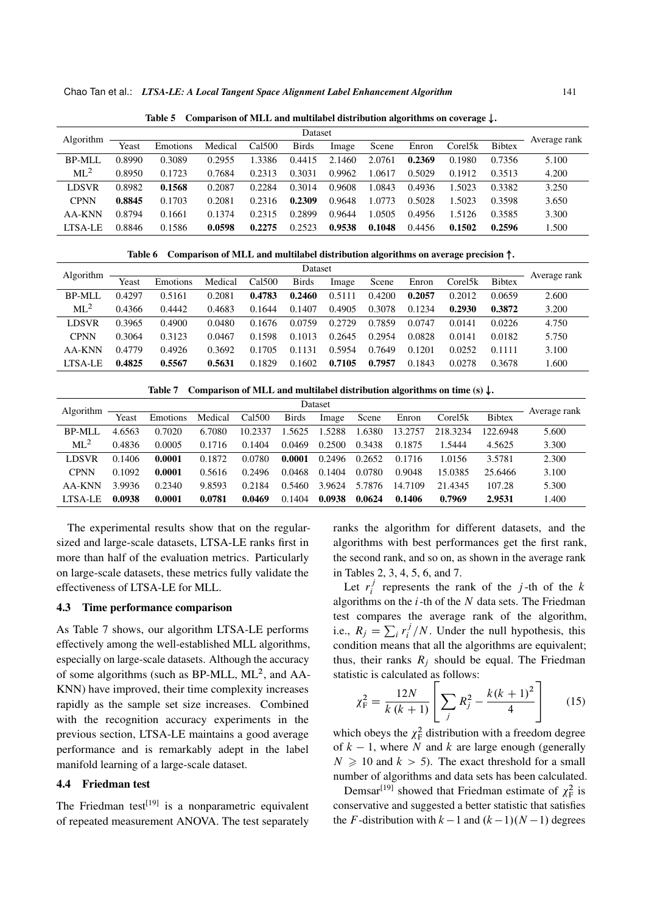**Table 5 Comparison of MLL and multilabel distribution algorithms on coverage ↓.**

| Algorithm | Dataset | | | | | | | | | | Average rank |
|---|---|---|---|---|---|---|---|---|---|---|---|
| | Yeast | Emotions | Medical | Cal500 | Birds | Image | Scene | Enron | Corel5k | Bibtex | |
| BP-MLL | 0.8990 | 0.3089 | 0.2955 | 1.3386 | 0.4415 | 2.1460 | 2.0761 | **0.2369** | 0.1980 | 0.7356 | 5.100 |
| $ML^2$ | 0.8950 | 0.1723 | 0.7684 | 0.2313 | 0.3031 | 0.9962 | 1.0617 | 0.5029 | 0.1912 | 0.3513 | 4.200 |
| LDSVR | 0.8982 | **0.1568** | 0.2087 | 0.2284 | 0.3014 | 0.9608 | 1.0843 | 0.4936 | 1.5023 | 0.3382 | 3.250 |
| CPNN | **0.8845** | 0.1703 | 0.2081 | 0.2316 | **0.2309** | 0.9648 | 1.0773 | 0.5028 | 1.5023 | 0.3598 | 3.650 |
| AA-KNN | 0.8794 | 0.1661 | 0.1374 | 0.2315 | 0.2899 | 0.9644 | 1.0505 | 0.4956 | 1.5126 | 0.3585 | 3.300 |
| LTSA-LE | 0.8846 | 0.1586 | **0.0598** | **0.2275** | 0.2523 | **0.9538** | **0.1048** | 0.4456 | **0.1502** | **0.2596** | 1.500 |

**Table 6 Comparison of MLL and multilabel distribution algorithms on average precision ↑.**

| Algorithm | Dataset | | | | | | | | | | Average rank |
|---|---|---|---|---|---|---|---|---|---|---|---|
| | Yeast | Emotions | Medical | Cal500 | Birds | Image | Scene | Enron | Corel5k | Bibtex | |
| BP-MLL | 0.4297 | 0.5161 | 0.2081 | **0.4783** | **0.2460** | 0.5111 | 0.4200 | **0.2057** | 0.2012 | 0.0659 | 2.600 |
| $ML^2$ | 0.4366 | 0.4442 | 0.4683 | 0.1644 | 0.1407 | 0.4905 | 0.3078 | 0.1234 | **0.2930** | **0.3872** | 3.200 |
| LDSVR | 0.3965 | 0.4900 | 0.0480 | 0.1676 | 0.0759 | 0.2729 | 0.7859 | 0.0747 | 0.0141 | 0.0226 | 4.750 |
| CPNN | 0.3064 | 0.3123 | 0.0467 | 0.1598 | 0.1013 | 0.2645 | 0.2954 | 0.0828 | 0.0141 | 0.0182 | 5.750 |
| AA-KNN | 0.4779 | 0.4926 | 0.3692 | 0.1705 | 0.1131 | 0.5954 | 0.7649 | 0.1201 | 0.0252 | 0.1111 | 3.100 |
| LTSA-LE | **0.4825** | **0.5567** | **0.5631** | 0.1829 | 0.1602 | **0.7105** | **0.7957** | 0.1843 | 0.0278 | 0.3678 | 1.600 |

**Table 7 Comparison of MLL and multilabel distribution algorithms on time (s) ↓.**

| Algorithm | Dataset | | | | | | | | | | Average rank |
|---|---|---|---|---|---|---|---|---|---|---|---|
| | Yeast | Emotions | Medical | Cal500 | Birds | Image | Scene | Enron | Corel5k | Bibtex | |
| BP-MLL | 4.6563 | 0.7020 | 6.7080 | 10.2337 | 1.5625 | 1.5288 | 1.6380 | 13.2757 | 218.3234 | 122.6948 | 5.600 |
| $ML^2$ | 0.4836 | 0.0005 | 0.1716 | 0.1404 | 0.0469 | 0.2500 | 0.3438 | 0.1875 | 1.5444 | 4.5625 | 3.300 |
| LDSVR | 0.1406 | **0.0001** | 0.1872 | 0.0780 | **0.0001** | 0.2496 | 0.2652 | 0.1716 | 1.0156 | 3.5781 | 2.300 |
| CPNN | 0.1092 | **0.0001** | 0.5616 | 0.2496 | 0.0468 | 0.1404 | 0.0780 | 0.9048 | 15.0385 | 25.6466 | 3.100 |
| AA-KNN | 3.9936 | 0.2340 | 9.8593 | 0.2184 | 0.5460 | 3.9624 | 5.7876 | 14.7109 | 21.4345 | 107.28 | 5.300 |
| LTSA-LE | **0.0938** | **0.0001** | **0.0781** | **0.0469** | 0.1404 | **0.0938** | **0.0624** | **0.1406** | **0.7969** | **2.9531** | 1.400 |

The experimental results show that on the regular-sized and large-scale datasets, LTSA-LE ranks first in more than half of the evaluation metrics. Particularly on large-scale datasets, these metrics fully validate the effectiveness of LTSA-LE for MLL.

### 4.3 Time performance comparison

As Table 7 shows, our algorithm LTSA-LE performs effectively among the well-established MLL algorithms, especially on large-scale datasets. Although the accuracy of some algorithms (such as BP-MLL, $ML^2$, and AA-KNN) have improved, their time complexity increases rapidly as the sample set size increases. Combined with the recognition accuracy experiments in the previous section, LTSA-LE maintains a good average performance and is remarkably adept in the label manifold learning of a large-scale dataset.

### 4.4 Friedman test

The Friedman test[19] is a nonparametric equivalent of repeated measurement ANOVA. The test separately ranks the algorithm for different datasets, and the algorithms with best performances get the first rank, the second rank, and so on, as shown in the average rank in Tables 2, 3, 4, 5, 6, and 7.

Let $r_i^j$ represents the rank of the $j$-th of the $k$ algorithms on the $i$-th of the $N$ data sets. The Friedman test compares the average rank of the algorithm, i.e., $R_j = \sum_i r_i^j / N$. Under the null hypothesis, this condition means that all the algorithms are equivalent; thus, their ranks $R_j$ should be equal. The Friedman statistic is calculated as follows:

$$\chi_F^2 = \frac{12N}{k\,(k+1)}\left[\sum_j R_j^2 - \frac{k(k+1)^2}{4}\right] \tag{15}$$

which obeys the $\chi_F^2$ distribution with a freedom degree of $k-1$, where $N$ and $k$ are large enough (generally $N \geqslant 10$ and $k > 5$). The exact threshold for a small number of algorithms and data sets has been calculated.

Demsar[19] showed that Friedman estimate of $\chi_F^2$ is conservative and suggested a better statistic that satisfies the $F$-distribution with $k-1$ and $(k-1)(N-1)$ degrees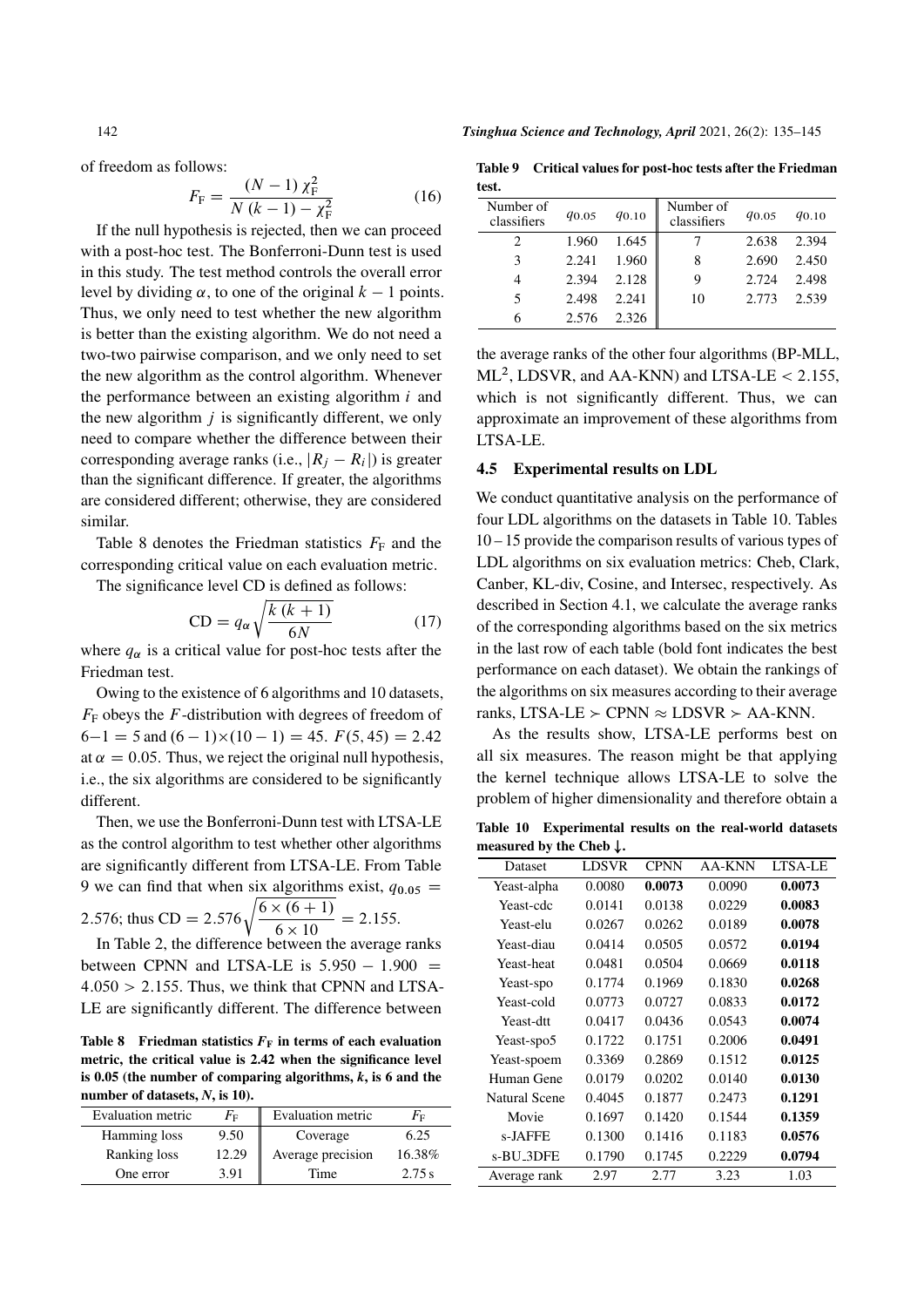of freedom as follows:

$$F_{\rm F} = \frac{(N-1)\,\chi_{\rm F}^2}{N\,(k-1) - \chi_{\rm F}^2} \tag{16}$$

If the null hypothesis is rejected, then we can proceed with a post-hoc test. The Bonferroni-Dunn test is used in this study. The test method controls the overall error level by dividing $\alpha$, to one of the original $k-1$ points. Thus, we only need to test whether the new algorithm is better than the existing algorithm. We do not need a two-two pairwise comparison, and we only need to set the new algorithm as the control algorithm. Whenever the performance between an existing algorithm $i$ and the new algorithm $j$ is significantly different, we only need to compare whether the difference between their corresponding average ranks (i.e., $|R_j - R_i|$) is greater than the significant difference. If greater, the algorithms are considered different; otherwise, they are considered similar.

Table 8 denotes the Friedman statistics $F_{\rm F}$ and the corresponding critical value on each evaluation metric.

The significance level CD is defined as follows:

$$\text{CD} = q_\alpha \sqrt{\frac{k\,(k+1)}{6N}} \tag{17}$$

where $q_\alpha$ is a critical value for post-hoc tests after the Friedman test.

Owing to the existence of 6 algorithms and 10 datasets, $F_{\rm F}$ obeys the $F$-distribution with degrees of freedom of $6-1=5$ and $(6-1)\times(10-1)=45$. $F(5,45)=2.42$ at $\alpha=0.05$. Thus, we reject the original null hypothesis, i.e., the six algorithms are considered to be significantly different.

Then, we use the Bonferroni-Dunn test with LTSA-LE as the control algorithm to test whether other algorithms are significantly different from LTSA-LE. From Table 9 we can find that when six algorithms exist, $q_{0.05} = 2.576$; thus $\text{CD} = 2.576\sqrt{\dfrac{6\times(6+1)}{6\times 10}} = 2.155$.

In Table 2, the difference between the average ranks between CPNN and LTSA-LE is $5.950 - 1.900 = 4.050 > 2.155$. Thus, we think that CPNN and LTSA-LE are significantly different. The difference between the average ranks of the other four algorithms (BP-MLL, ML$^2$, LDSVR, and AA-KNN) and LTSA-LE $< 2.155$, which is not significantly different. Thus, we can approximate an improvement of these algorithms from LTSA-LE.

**Table 8 Friedman statistics $F_{\rm F}$ in terms of each evaluation metric, the critical value is 2.42 when the significance level is 0.05 (the number of comparing algorithms, *k*, is 6 and the number of datasets, *N*, is 10).**

| Evaluation metric | $F_{\rm F}$ | Evaluation metric | $F_{\rm F}$ |
|---|---|---|---|
| Hamming loss | 9.50 | Coverage | 6.25 |
| Ranking loss | 12.29 | Average precision | 16.38% |
| One error | 3.91 | Time | 2.75 s |

**Table 9 Critical values for post-hoc tests after the Friedman test.**

| Number of classifiers | $q_{0.05}$ | $q_{0.10}$ | Number of classifiers | $q_{0.05}$ | $q_{0.10}$ |
|---|---|---|---|---|---|
| 2 | 1.960 | 1.645 | 7 | 2.638 | 2.394 |
| 3 | 2.241 | 1.960 | 8 | 2.690 | 2.450 |
| 4 | 2.394 | 2.128 | 9 | 2.724 | 2.498 |
| 5 | 2.498 | 2.241 | 10 | 2.773 | 2.539 |
| 6 | 2.576 | 2.326 | | | |

### 4.5 Experimental results on LDL

We conduct quantitative analysis on the performance of four LDL algorithms on the datasets in Table 10. Tables 10 – 15 provide the comparison results of various types of LDL algorithms on six evaluation metrics: Cheb, Clark, Canber, KL-div, Cosine, and Intersec, respectively. As described in Section 4.1, we calculate the average ranks of the corresponding algorithms based on the six metrics in the last row of each table (bold font indicates the best performance on each dataset). We obtain the rankings of the algorithms on six measures according to their average ranks, LTSA-LE $\succ$ CPNN $\approx$ LDSVR $\succ$ AA-KNN.

As the results show, LTSA-LE performs best on all six measures. The reason might be that applying the kernel technique allows LTSA-LE to solve the problem of higher dimensionality and therefore obtain a

**Table 10 Experimental results on the real-world datasets measured by the Cheb ↓.**

| Dataset | LDSVR | CPNN | AA-KNN | LTSA-LE |
|---|---|---|---|---|
| Yeast-alpha | 0.0080 | **0.0073** | 0.0090 | **0.0073** |
| Yeast-cdc | 0.0141 | 0.0138 | 0.0229 | **0.0083** |
| Yeast-elu | 0.0267 | 0.0262 | 0.0189 | **0.0078** |
| Yeast-diau | 0.0414 | 0.0505 | 0.0572 | **0.0194** |
| Yeast-heat | 0.0481 | 0.0504 | 0.0669 | **0.0118** |
| Yeast-spo | 0.1774 | 0.1969 | 0.1830 | **0.0268** |
| Yeast-cold | 0.0773 | 0.0727 | 0.0833 | **0.0172** |
| Yeast-dtt | 0.0417 | 0.0436 | 0.0543 | **0.0074** |
| Yeast-spo5 | 0.1722 | 0.1751 | 0.2006 | **0.0491** |
| Yeast-spoem | 0.3369 | 0.2869 | 0.1512 | **0.0125** |
| Human Gene | 0.0179 | 0.0202 | 0.0140 | **0.0130** |
| Natural Scene | 0.4045 | 0.1877 | 0.2473 | **0.1291** |
| Movie | 0.1697 | 0.1420 | 0.1544 | **0.1359** |
| s-JAFFE | 0.1300 | 0.1416 | 0.1183 | **0.0576** |
| s-BU_3DFE | 0.1790 | 0.1745 | 0.2229 | **0.0794** |
| Average rank | 2.97 | 2.77 | 3.23 | 1.03 |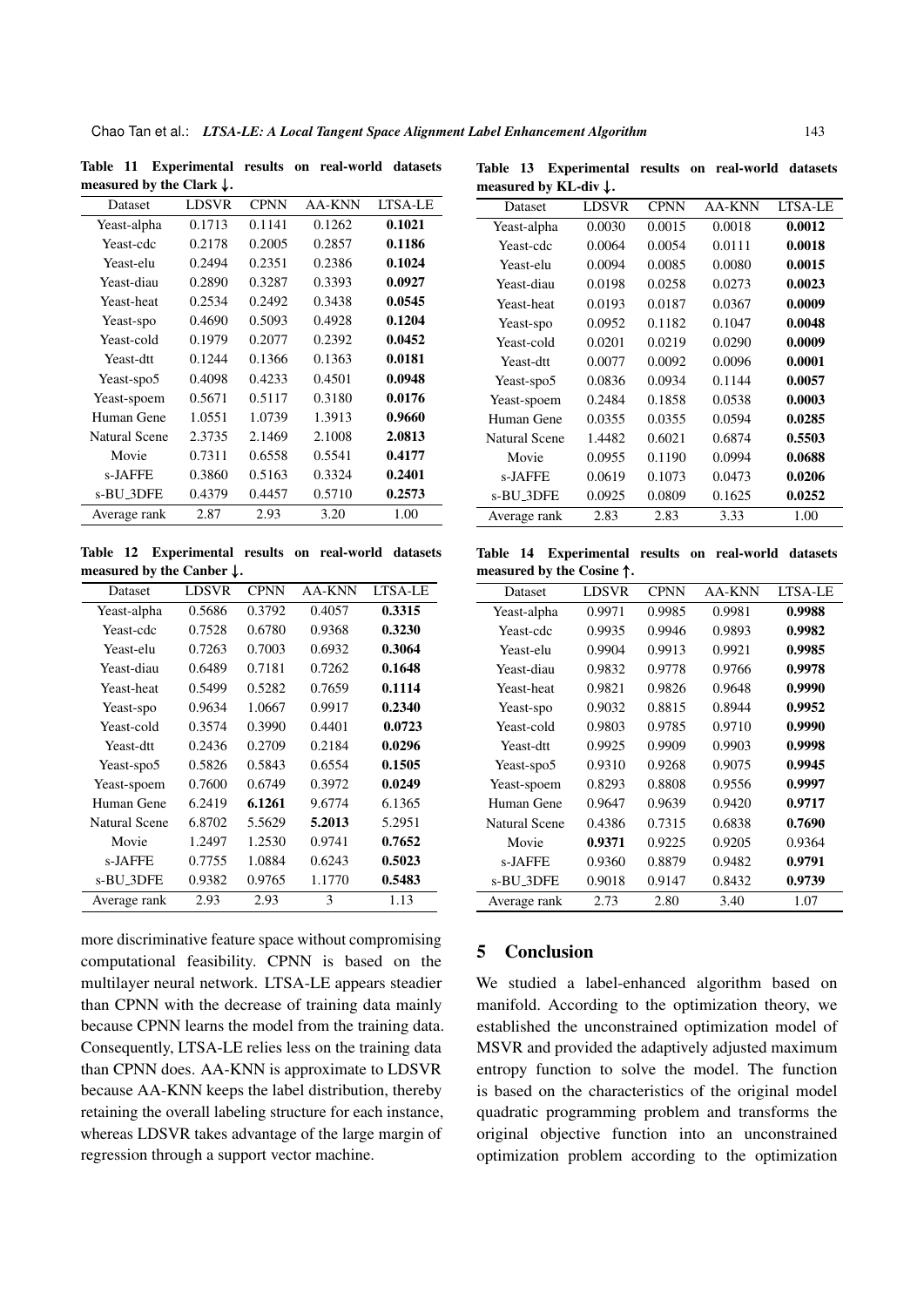**Table 11 Experimental results on real-world datasets measured by the Clark ↓.**

| Dataset | LDSVR | CPNN | AA-KNN | LTSA-LE |
|---|---|---|---|---|
| Yeast-alpha | 0.1713 | 0.1141 | 0.1262 | **0.1021** |
| Yeast-cdc | 0.2178 | 0.2005 | 0.2857 | **0.1186** |
| Yeast-elu | 0.2494 | 0.2351 | 0.2386 | **0.1024** |
| Yeast-diau | 0.2890 | 0.3287 | 0.3393 | **0.0927** |
| Yeast-heat | 0.2534 | 0.2492 | 0.3438 | **0.0545** |
| Yeast-spo | 0.4690 | 0.5093 | 0.4928 | **0.1204** |
| Yeast-cold | 0.1979 | 0.2077 | 0.2392 | **0.0452** |
| Yeast-dtt | 0.1244 | 0.1366 | 0.1363 | **0.0181** |
| Yeast-spo5 | 0.4098 | 0.4233 | 0.4501 | **0.0948** |
| Yeast-spoem | 0.5671 | 0.5117 | 0.3180 | **0.0176** |
| Human Gene | 1.0551 | 1.0739 | 1.3913 | **0.9660** |
| Natural Scene | 2.3735 | 2.1469 | 2.1008 | **2.0813** |
| Movie | 0.7311 | 0.6558 | 0.5541 | **0.4177** |
| s-JAFFE | 0.3860 | 0.5163 | 0.3324 | **0.2401** |
| s-BU_3DFE | 0.4379 | 0.4457 | 0.5710 | **0.2573** |
| Average rank | 2.87 | 2.93 | 3.20 | 1.00 |

**Table 12 Experimental results on real-world datasets measured by the Canber ↓.**

| Dataset | LDSVR | CPNN | AA-KNN | LTSA-LE |
|---|---|---|---|---|
| Yeast-alpha | 0.5686 | 0.3792 | 0.4057 | **0.3315** |
| Yeast-cdc | 0.7528 | 0.6780 | 0.9368 | **0.3230** |
| Yeast-elu | 0.7263 | 0.7003 | 0.6932 | **0.3064** |
| Yeast-diau | 0.6489 | 0.7181 | 0.7262 | **0.1648** |
| Yeast-heat | 0.5499 | 0.5282 | 0.7659 | **0.1114** |
| Yeast-spo | 0.9634 | 1.0667 | 0.9917 | **0.2340** |
| Yeast-cold | 0.3574 | 0.3990 | 0.4401 | **0.0723** |
| Yeast-dtt | 0.2436 | 0.2709 | 0.2184 | **0.0296** |
| Yeast-spo5 | 0.5826 | 0.5843 | 0.6554 | **0.1505** |
| Yeast-spoem | 0.7600 | 0.6749 | 0.3972 | **0.0249** |
| Human Gene | 6.2419 | **6.1261** | 9.6774 | 6.1365 |
| Natural Scene | 6.8702 | 5.5629 | **5.2013** | 5.2951 |
| Movie | 1.2497 | 1.2530 | 0.9741 | **0.7652** |
| s-JAFFE | 0.7755 | 1.0884 | 0.6243 | **0.5023** |
| s-BU_3DFE | 0.9382 | 0.9765 | 1.1770 | **0.5483** |
| Average rank | 2.93 | 2.93 | 3 | 1.13 |

more discriminative feature space without compromising computational feasibility. CPNN is based on the multilayer neural network. LTSA-LE appears steadier than CPNN with the decrease of training data mainly because CPNN learns the model from the training data. Consequently, LTSA-LE relies less on the training data than CPNN does. AA-KNN is approximate to LDSVR because AA-KNN keeps the label distribution, thereby retaining the overall labeling structure for each instance, whereas LDSVR takes advantage of the large margin of regression through a support vector machine.

**Table 13 Experimental results on real-world datasets measured by KL-div ↓.**

| Dataset | LDSVR | CPNN | AA-KNN | LTSA-LE |
|---|---|---|---|---|
| Yeast-alpha | 0.0030 | 0.0015 | 0.0018 | **0.0012** |
| Yeast-cdc | 0.0064 | 0.0054 | 0.0111 | **0.0018** |
| Yeast-elu | 0.0094 | 0.0085 | 0.0080 | **0.0015** |
| Yeast-diau | 0.0198 | 0.0258 | 0.0273 | **0.0023** |
| Yeast-heat | 0.0193 | 0.0187 | 0.0367 | **0.0009** |
| Yeast-spo | 0.0952 | 0.1182 | 0.1047 | **0.0048** |
| Yeast-cold | 0.0201 | 0.0219 | 0.0290 | **0.0009** |
| Yeast-dtt | 0.0077 | 0.0092 | 0.0096 | **0.0001** |
| Yeast-spo5 | 0.0836 | 0.0934 | 0.1144 | **0.0057** |
| Yeast-spoem | 0.2484 | 0.1858 | 0.0538 | **0.0003** |
| Human Gene | 0.0355 | 0.0355 | 0.0594 | **0.0285** |
| Natural Scene | 1.4482 | 0.6021 | 0.6874 | **0.5503** |
| Movie | 0.0955 | 0.1190 | 0.0994 | **0.0688** |
| s-JAFFE | 0.0619 | 0.1073 | 0.0473 | **0.0206** |
| s-BU_3DFE | 0.0925 | 0.0809 | 0.1625 | **0.0252** |
| Average rank | 2.83 | 2.83 | 3.33 | 1.00 |

**Table 14 Experimental results on real-world datasets measured by the Cosine ↑.**

| Dataset | LDSVR | CPNN | AA-KNN | LTSA-LE |
|---|---|---|---|---|
| Yeast-alpha | 0.9971 | 0.9985 | 0.9981 | **0.9988** |
| Yeast-cdc | 0.9935 | 0.9946 | 0.9893 | **0.9982** |
| Yeast-elu | 0.9904 | 0.9913 | 0.9921 | **0.9985** |
| Yeast-diau | 0.9832 | 0.9778 | 0.9766 | **0.9978** |
| Yeast-heat | 0.9821 | 0.9826 | 0.9648 | **0.9990** |
| Yeast-spo | 0.9032 | 0.8815 | 0.8944 | **0.9952** |
| Yeast-cold | 0.9803 | 0.9785 | 0.9710 | **0.9990** |
| Yeast-dtt | 0.9925 | 0.9909 | 0.9903 | **0.9998** |
| Yeast-spo5 | 0.9310 | 0.9268 | 0.9075 | **0.9945** |
| Yeast-spoem | 0.8293 | 0.8808 | 0.9556 | **0.9997** |
| Human Gene | 0.9647 | 0.9639 | 0.9420 | **0.9717** |
| Natural Scene | 0.4386 | 0.7315 | 0.6838 | **0.7690** |
| Movie | **0.9371** | 0.9225 | 0.9205 | 0.9364 |
| s-JAFFE | 0.9360 | 0.8879 | 0.9482 | **0.9791** |
| s-BU_3DFE | 0.9018 | 0.9147 | 0.8432 | **0.9739** |
| Average rank | 2.73 | 2.80 | 3.40 | 1.07 |

## 5 Conclusion

We studied a label-enhanced algorithm based on manifold. According to the optimization theory, we established the unconstrained optimization model of MSVR and provided the adaptively adjusted maximum entropy function to solve the model. The function is based on the characteristics of the original model quadratic programming problem and transforms the original objective function into an unconstrained optimization problem according to the optimization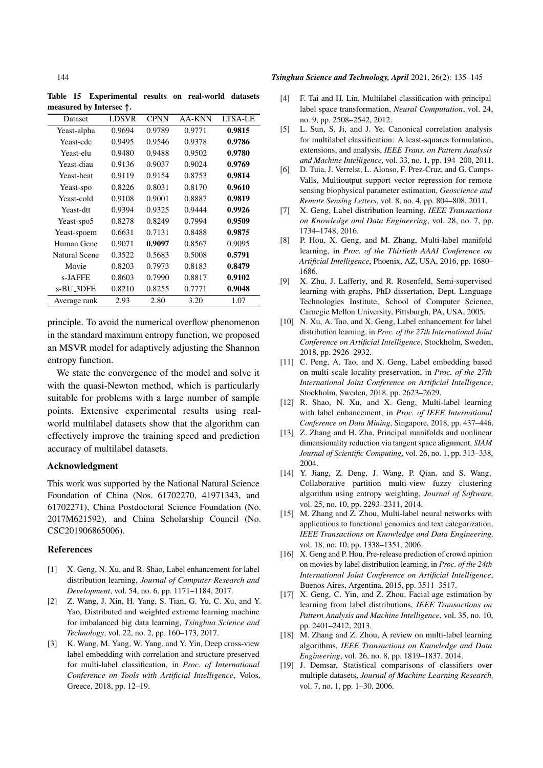Table 15 Experimental results on real-world datasets measured by Intersec ↑.

| Dataset | LDSVR | CPNN | AA-KNN | LTSA-LE |
|---|---|---|---|---|
| Yeast-alpha | 0.9694 | 0.9789 | 0.9771 | **0.9815** |
| Yeast-cdc | 0.9495 | 0.9546 | 0.9378 | **0.9786** |
| Yeast-elu | 0.9480 | 0.9488 | 0.9502 | **0.9780** |
| Yeast-diau | 0.9136 | 0.9037 | 0.9024 | **0.9769** |
| Yeast-heat | 0.9119 | 0.9154 | 0.8753 | **0.9814** |
| Yeast-spo | 0.8226 | 0.8031 | 0.8170 | **0.9610** |
| Yeast-cold | 0.9108 | 0.9001 | 0.8887 | **0.9819** |
| Yeast-dtt | 0.9394 | 0.9325 | 0.9444 | **0.9926** |
| Yeast-spo5 | 0.8278 | 0.8249 | 0.7994 | **0.9509** |
| Yeast-spoem | 0.6631 | 0.7131 | 0.8488 | **0.9875** |
| Human Gene | 0.9071 | **0.9097** | 0.8567 | 0.9095 |
| Natural Scene | 0.3522 | 0.5683 | 0.5008 | **0.5791** |
| Movie | 0.8203 | 0.7973 | 0.8183 | **0.8479** |
| s-JAFFE | 0.8603 | 0.7990 | 0.8817 | **0.9102** |
| s-BU_3DFE | 0.8210 | 0.8255 | 0.7771 | **0.9048** |
| Average rank | 2.93 | 2.80 | 3.20 | 1.07 |

principle. To avoid the numerical overflow phenomenon in the standard maximum entropy function, we proposed an MSVR model for adaptively adjusting the Shannon entropy function.

We state the convergence of the model and solve it with the quasi-Newton method, which is particularly suitable for problems with a large number of sample points. Extensive experimental results using real-world multilabel datasets show that the algorithm can effectively improve the training speed and prediction accuracy of multilabel datasets.

## Acknowledgment

This work was supported by the National Natural Science Foundation of China (Nos. 61702270, 41971343, and 61702271), China Postdoctoral Science Foundation (No. 2017M621592), and China Scholarship Council (No. CSC201906865006).

## References

[1] X. Geng, N. Xu, and R. Shao, Label enhancement for label distribution learning, *Journal of Computer Research and Development*, vol. 54, no. 6, pp. 1171–1184, 2017.

[2] Z. Wang, J. Xin, H. Yang, S. Tian, G. Yu, C. Xu, and Y. Yao, Distributed and weighted extreme learning machine for imbalanced big data learning, *Tsinghua Science and Technology*, vol. 22, no. 2, pp. 160–173, 2017.

[3] K. Wang, M. Yang, W. Yang, and Y. Yin, Deep cross-view label embedding with correlation and structure preserved for multi-label classification, in *Proc. of International Conference on Tools with Artificial Intelligence*, Volos, Greece, 2018, pp. 12–19.

[4] F. Tai and H. Lin, Multilabel classification with principal label space transformation, *Neural Computation*, vol. 24, no. 9, pp. 2508–2542, 2012.

[5] L. Sun, S. Ji, and J. Ye, Canonical correlation analysis for multilabel classification: A least-squares formulation, extensions, and analysis, *IEEE Trans. on Pattern Analysis and Machine Intelligence*, vol. 33, no. 1, pp. 194–200, 2011.

[6] D. Tuia, J. Verrelst, L. Alonso, F. Prez-Cruz, and G. Camps-Valls, Multioutput support vector regression for remote sensing biophysical parameter estimation, *Geoscience and Remote Sensing Letters*, vol. 8, no. 4, pp. 804–808, 2011.

[7] X. Geng, Label distribution learning, *IEEE Transactions on Knowledge and Data Engineering*, vol. 28, no. 7, pp. 1734–1748, 2016.

[8] P. Hou, X. Geng, and M. Zhang, Multi-label manifold learning, in *Proc. of the Thirtieth AAAI Conference on Artificial Intelligence*, Phoenix, AZ, USA, 2016, pp. 1680–1686.

[9] X. Zhu, J. Lafferty, and R. Rosenfeld, Semi-supervised learning with graphs, PhD dissertation, Dept. Language Technologies Institute, School of Computer Science, Carnegie Mellon University, Pittsburgh, PA, USA, 2005.

[10] N. Xu, A. Tao, and X. Geng, Label enhancement for label distribution learning, in *Proc. of the 27th International Joint Conference on Artificial Intelligence*, Stockholm, Sweden, 2018, pp. 2926–2932.

[11] C. Peng, A. Tao, and X. Geng, Label embedding based on multi-scale locality preservation, in *Proc. of the 27th International Joint Conference on Artificial Intelligence*, Stockholm, Sweden, 2018, pp. 2623–2629.

[12] R. Shao, N. Xu, and X. Geng, Multi-label learning with label enhancement, in *Proc. of IEEE International Conference on Data Mining*, Singapore, 2018, pp. 437–446.

[13] Z. Zhang and H. Zha, Principal manifolds and nonlinear dimensionality reduction via tangent space alignment, *SIAM Journal of Scientific Computing*, vol. 26, no. 1, pp. 313–338, 2004.

[14] Y. Jiang, Z. Deng, J. Wang, P. Qian, and S. Wang, Collaborative partition multi-view fuzzy clustering algorithm using entropy weighting, *Journal of Software,* vol. 25, no. 10, pp. 2293–2311, 2014.

[15] M. Zhang and Z. Zhou, Multi-label neural networks with applications to functional genomics and text categorization, *IEEE Transactions on Knowledge and Data Engineering,* vol. 18, no. 10, pp. 1338–1351, 2006.

[16] X. Geng and P. Hou, Pre-release prediction of crowd opinion on movies by label distribution learning, in *Proc. of the 24th International Joint Conference on Artificial Intelligence*, Buenos Aires, Argentina, 2015, pp. 3511–3517.

[17] X. Geng, C. Yin, and Z. Zhou, Facial age estimation by learning from label distributions, *IEEE Transactions on Pattern Analysis and Machine Intelligence*, vol. 35, no. 10, pp. 2401–2412, 2013.

[18] M. Zhang and Z. Zhou, A review on multi-label learning algorithms, *IEEE Transactions on Knowledge and Data Engineering*, vol. 26, no. 8, pp. 1819–1837, 2014.

[19] J. Demsar, Statistical comparisons of classifiers over multiple datasets, *Journal of Machine Learning Research,* vol. 7, no. 1, pp. 1–30, 2006.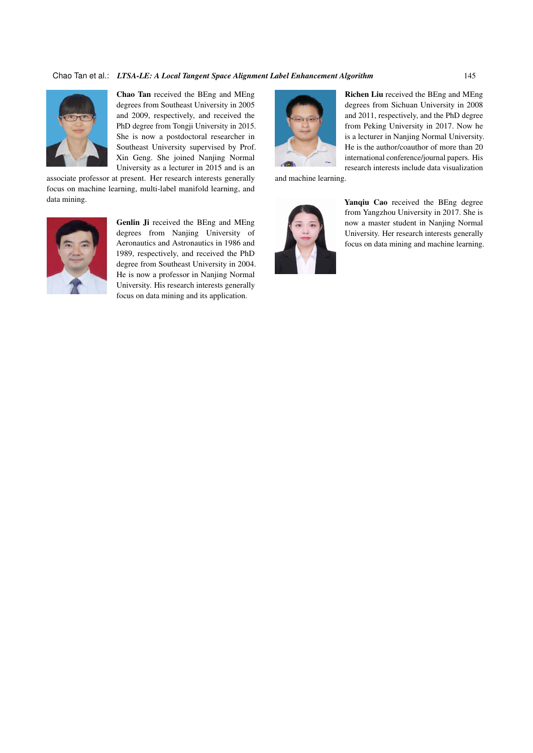**Chao Tan** received the BEng and MEng degrees from Southeast University in 2005 and 2009, respectively, and received the PhD degree from Tongji University in 2015. She is now a postdoctoral researcher in Southeast University supervised by Prof. Xin Geng. She joined Nanjing Normal University as a lecturer in 2015 and is an associate professor at present. Her research interests generally focus on machine learning, multi-label manifold learning, and data mining.

**Genlin Ji** received the BEng and MEng degrees from Nanjing University of Aeronautics and Astronautics in 1986 and 1989, respectively, and received the PhD degree from Southeast University in 2004. He is now a professor in Nanjing Normal University. His research interests generally focus on data mining and its application.

**Richen Liu** received the BEng and MEng degrees from Sichuan University in 2008 and 2011, respectively, and the PhD degree from Peking University in 2017. Now he is a lecturer in Nanjing Normal University. He is the author/coauthor of more than 20 international conference/journal papers. His research interests include data visualization and machine learning.

**Yanqiu Cao** received the BEng degree from Yangzhou University in 2017. She is now a master student in Nanjing Normal University. Her research interests generally focus on data mining and machine learning.